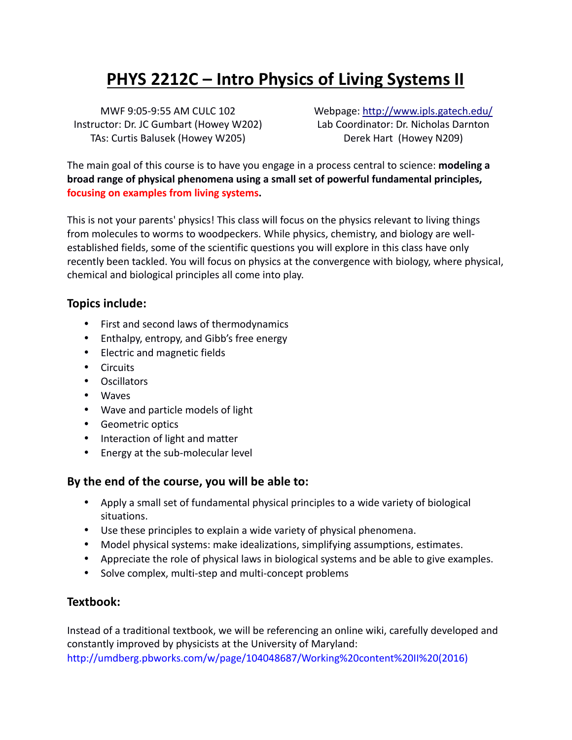# PHYS 2212C – Intro Physics of Living Systems II

MWF 9:05-9:55 AM CULC 102
Instructor: Dr. JC Gumbart (Howey W202)
TAs: Curtis Balusek (Howey W205)

Webpage: http://www.ipls.gatech.edu/
Lab Coordinator: Dr. Nicholas Darnton
Derek Hart (Howey N209)

The main goal of this course is to have you engage in a process central to science: **modeling a broad range of physical phenomena using a small set of powerful fundamental principles, focusing on examples from living systems.**

This is not your parents' physics! This class will focus on the physics relevant to living things from molecules to worms to woodpeckers. While physics, chemistry, and biology are well-established fields, some of the scientific questions you will explore in this class have only recently been tackled. You will focus on physics at the convergence with biology, where physical, chemical and biological principles all come into play.

### Topics include:

- First and second laws of thermodynamics
- Enthalpy, entropy, and Gibb's free energy
- Electric and magnetic fields
- Circuits
- Oscillators
- Waves
- Wave and particle models of light
- Geometric optics
- Interaction of light and matter
- Energy at the sub-molecular level

### By the end of the course, you will be able to:

- Apply a small set of fundamental physical principles to a wide variety of biological situations.
- Use these principles to explain a wide variety of physical phenomena.
- Model physical systems: make idealizations, simplifying assumptions, estimates.
- Appreciate the role of physical laws in biological systems and be able to give examples.
- Solve complex, multi-step and multi-concept problems

### Textbook:

Instead of a traditional textbook, we will be referencing an online wiki, carefully developed and constantly improved by physicists at the University of Maryland:
http://umdberg.pbworks.com/w/page/104048687/Working%20content%20II%20(2016)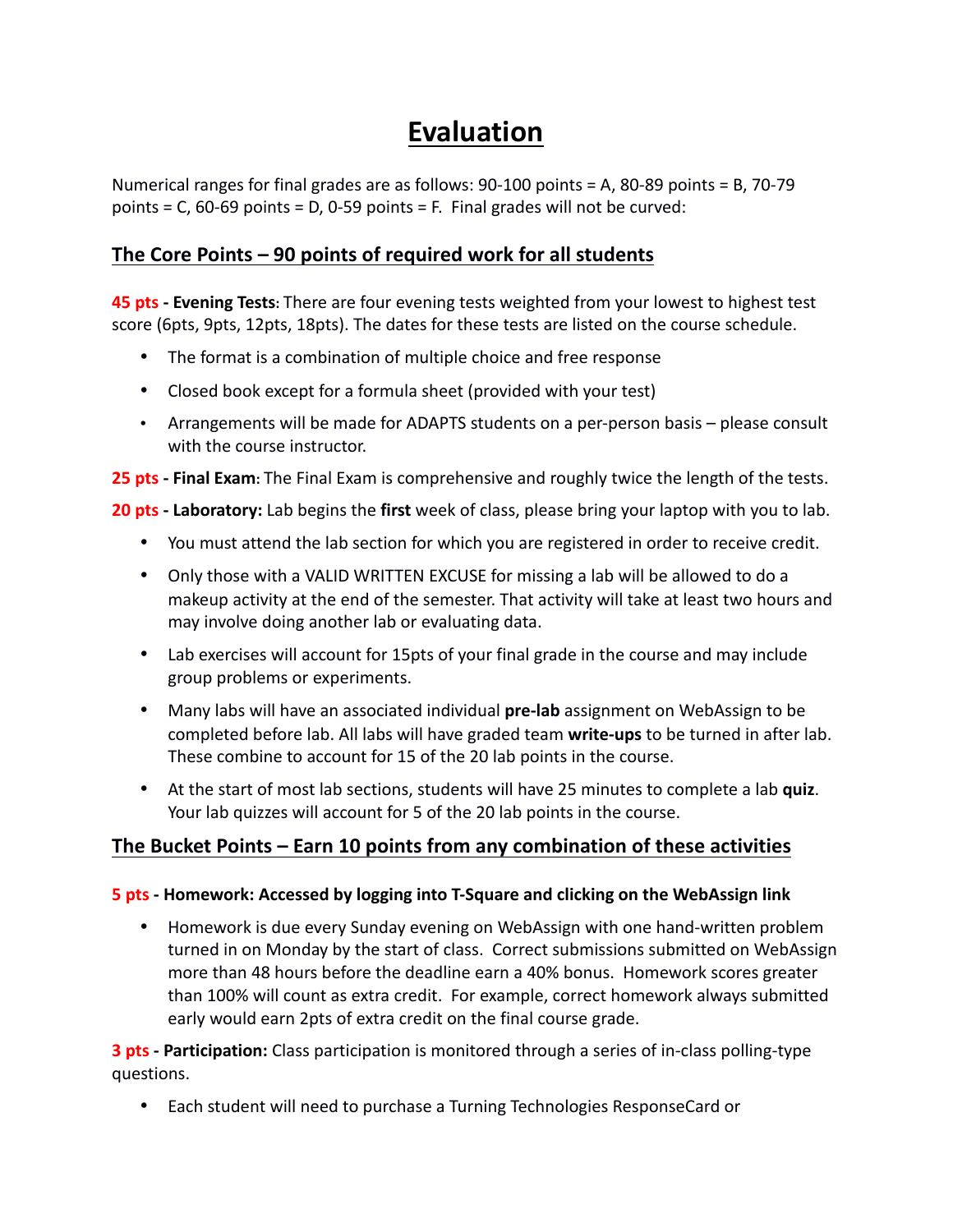# Evaluation

Numerical ranges for final grades are as follows: 90-100 points = A, 80-89 points = B, 70-79 points = C, 60-69 points = D, 0-59 points = F. Final grades will not be curved:

## The Core Points – 90 points of required work for all students

**45 pts - Evening Tests:** There are four evening tests weighted from your lowest to highest test score (6pts, 9pts, 12pts, 18pts). The dates for these tests are listed on the course schedule.

- The format is a combination of multiple choice and free response
- Closed book except for a formula sheet (provided with your test)
- Arrangements will be made for ADAPTS students on a per-person basis – please consult with the course instructor.

**25 pts - Final Exam:** The Final Exam is comprehensive and roughly twice the length of the tests.

**20 pts - Laboratory:** Lab begins the **first** week of class, please bring your laptop with you to lab.

- You must attend the lab section for which you are registered in order to receive credit.
- Only those with a VALID WRITTEN EXCUSE for missing a lab will be allowed to do a makeup activity at the end of the semester. That activity will take at least two hours and may involve doing another lab or evaluating data.
- Lab exercises will account for 15pts of your final grade in the course and may include group problems or experiments.
- Many labs will have an associated individual **pre-lab** assignment on WebAssign to be completed before lab. All labs will have graded team **write-ups** to be turned in after lab. These combine to account for 15 of the 20 lab points in the course.
- At the start of most lab sections, students will have 25 minutes to complete a lab **quiz**. Your lab quizzes will account for 5 of the 20 lab points in the course.

## The Bucket Points – Earn 10 points from any combination of these activities

**5 pts - Homework: Accessed by logging into T-Square and clicking on the WebAssign link**

- Homework is due every Sunday evening on WebAssign with one hand-written problem turned in on Monday by the start of class. Correct submissions submitted on WebAssign more than 48 hours before the deadline earn a 40% bonus. Homework scores greater than 100% will count as extra credit. For example, correct homework always submitted early would earn 2pts of extra credit on the final course grade.

**3 pts - Participation:** Class participation is monitored through a series of in-class polling-type questions.

- Each student will need to purchase a Turning Technologies ResponseCard or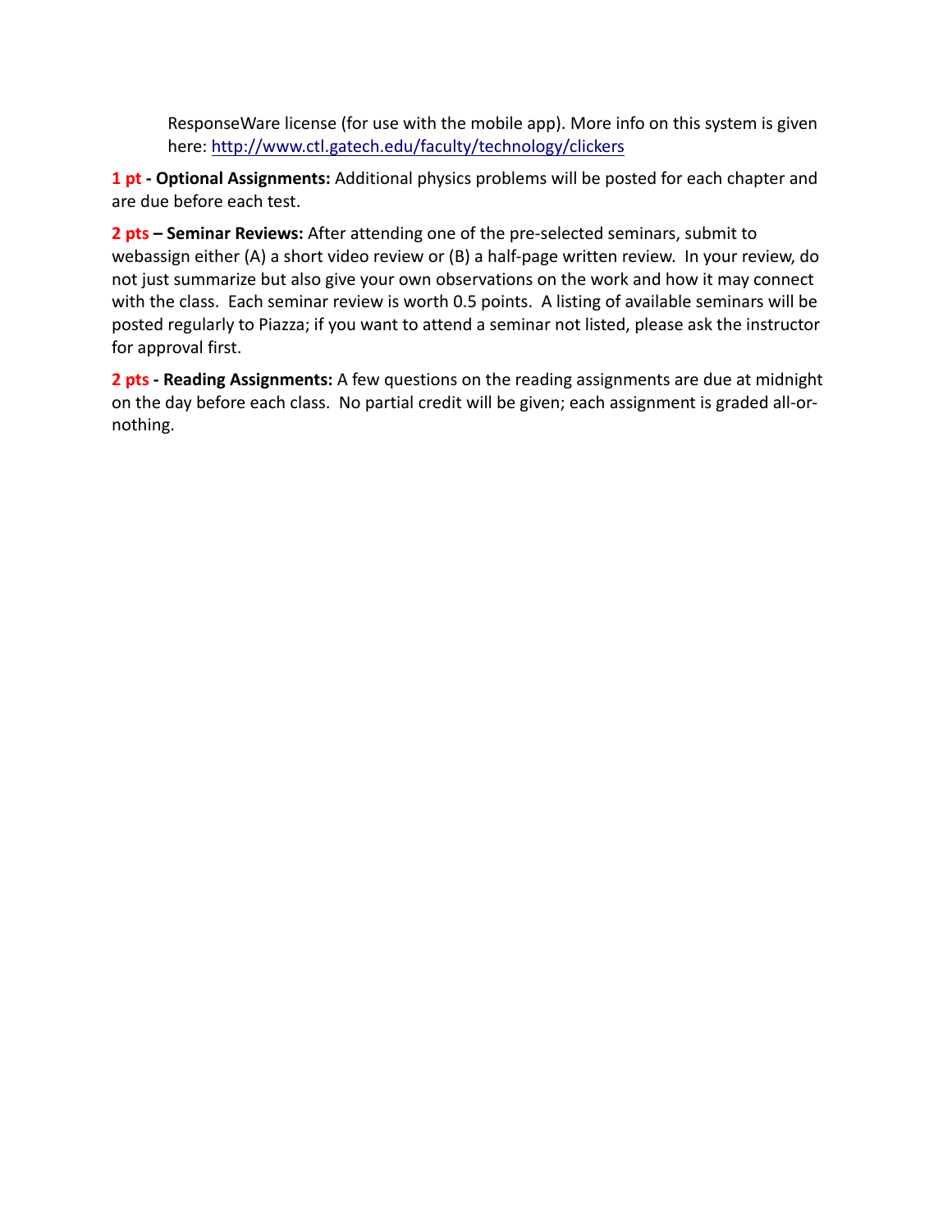ResponseWare license (for use with the mobile app). More info on this system is given here: [http://www.ctl.gatech.edu/faculty/technology/clickers](http://www.ctl.gatech.edu/faculty/technology/clickers)

**1 pt - Optional Assignments:** Additional physics problems will be posted for each chapter and are due before each test.

**2 pts – Seminar Reviews:** After attending one of the pre-selected seminars, submit to webassign either (A) a short video review or (B) a half-page written review. In your review, do not just summarize but also give your own observations on the work and how it may connect with the class. Each seminar review is worth 0.5 points. A listing of available seminars will be posted regularly to Piazza; if you want to attend a seminar not listed, please ask the instructor for approval first.

**2 pts - Reading Assignments:** A few questions on the reading assignments are due at midnight on the day before each class. No partial credit will be given; each assignment is graded all-or-nothing.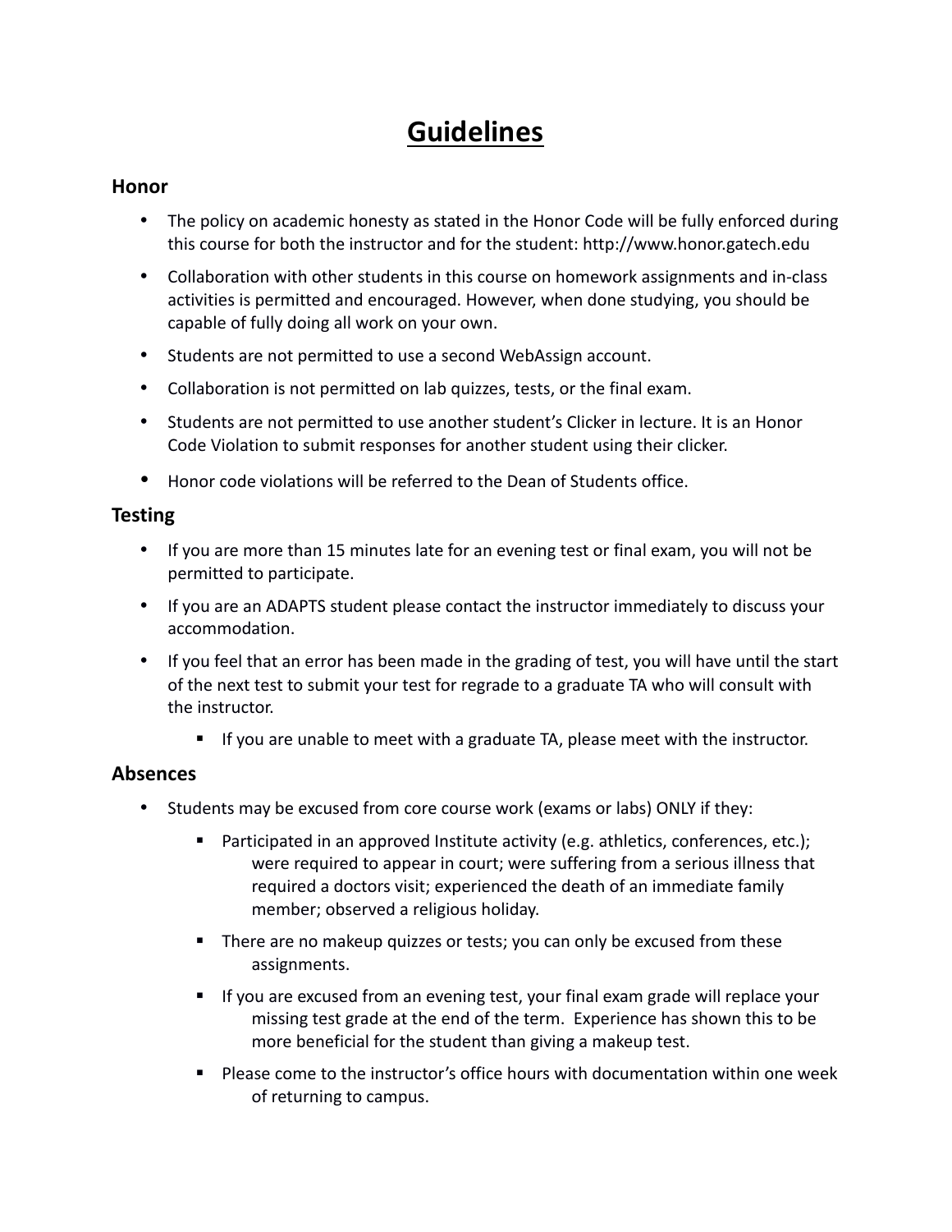# Guidelines

## Honor

- The policy on academic honesty as stated in the Honor Code will be fully enforced during this course for both the instructor and for the student: http://www.honor.gatech.edu
- Collaboration with other students in this course on homework assignments and in-class activities is permitted and encouraged. However, when done studying, you should be capable of fully doing all work on your own.
- Students are not permitted to use a second WebAssign account.
- Collaboration is not permitted on lab quizzes, tests, or the final exam.
- Students are not permitted to use another student's Clicker in lecture. It is an Honor Code Violation to submit responses for another student using their clicker.
- Honor code violations will be referred to the Dean of Students office.

## Testing

- If you are more than 15 minutes late for an evening test or final exam, you will not be permitted to participate.
- If you are an ADAPTS student please contact the instructor immediately to discuss your accommodation.
- If you feel that an error has been made in the grading of test, you will have until the start of the next test to submit your test for regrade to a graduate TA who will consult with the instructor.
  - If you are unable to meet with a graduate TA, please meet with the instructor.

## Absences

- Students may be excused from core course work (exams or labs) ONLY if they:
  - Participated in an approved Institute activity (e.g. athletics, conferences, etc.); were required to appear in court; were suffering from a serious illness that required a doctors visit; experienced the death of an immediate family member; observed a religious holiday.
  - There are no makeup quizzes or tests; you can only be excused from these assignments.
  - If you are excused from an evening test, your final exam grade will replace your missing test grade at the end of the term. Experience has shown this to be more beneficial for the student than giving a makeup test.
  - Please come to the instructor's office hours with documentation within one week of returning to campus.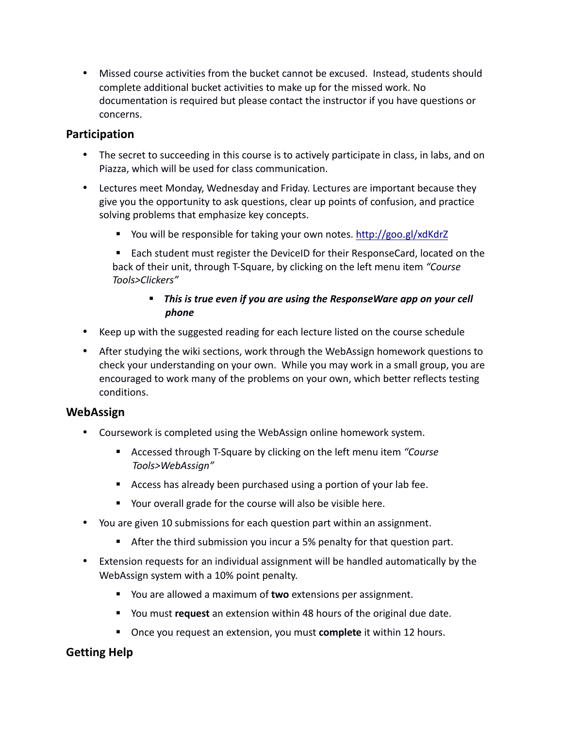- Missed course activities from the bucket cannot be excused. Instead, students should complete additional bucket activities to make up for the missed work. No documentation is required but please contact the instructor if you have questions or concerns.

## Participation

- The secret to succeeding in this course is to actively participate in class, in labs, and on Piazza, which will be used for class communication.
- Lectures meet Monday, Wednesday and Friday. Lectures are important because they give you the opportunity to ask questions, clear up points of confusion, and practice solving problems that emphasize key concepts.
  - You will be responsible for taking your own notes. http://goo.gl/xdKdrZ
  - Each student must register the DeviceID for their ResponseCard, located on the back of their unit, through T-Square, by clicking on the left menu item *"Course Tools>Clickers"*
    - ***This is true even if you are using the ResponseWare app on your cell phone***
- Keep up with the suggested reading for each lecture listed on the course schedule
- After studying the wiki sections, work through the WebAssign homework questions to check your understanding on your own. While you may work in a small group, you are encouraged to work many of the problems on your own, which better reflects testing conditions.

## WebAssign

- Coursework is completed using the WebAssign online homework system.
  - Accessed through T-Square by clicking on the left menu item *"Course Tools>WebAssign"*
  - Access has already been purchased using a portion of your lab fee.
  - Your overall grade for the course will also be visible here.
- You are given 10 submissions for each question part within an assignment.
  - After the third submission you incur a 5% penalty for that question part.
- Extension requests for an individual assignment will be handled automatically by the WebAssign system with a 10% point penalty.
  - You are allowed a maximum of **two** extensions per assignment.
  - You must **request** an extension within 48 hours of the original due date.
  - Once you request an extension, you must **complete** it within 12 hours.

## Getting Help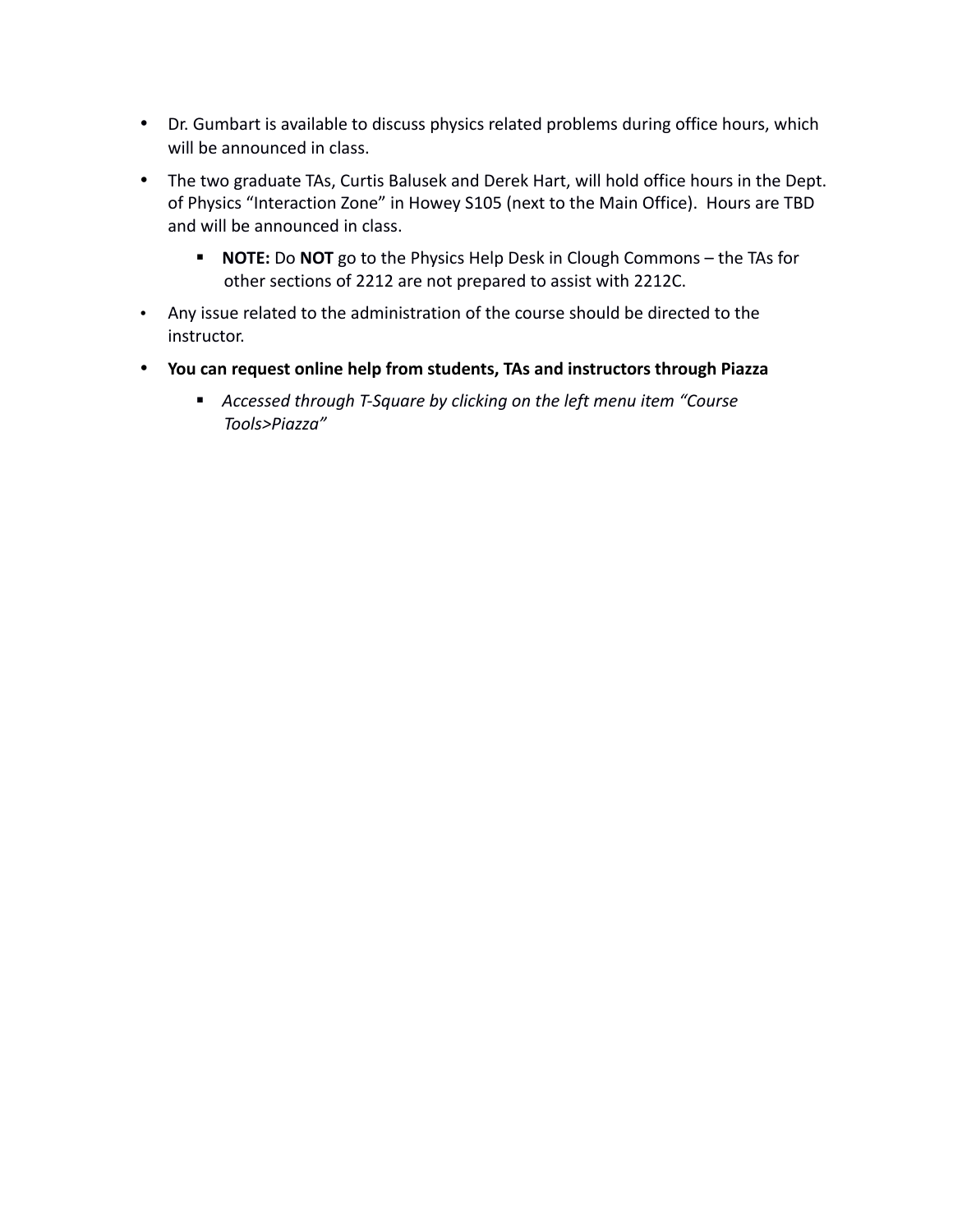- Dr. Gumbart is available to discuss physics related problems during office hours, which will be announced in class.
- The two graduate TAs, Curtis Balusek and Derek Hart, will hold office hours in the Dept. of Physics "Interaction Zone" in Howey S105 (next to the Main Office). Hours are TBD and will be announced in class.
  - **NOTE:** Do **NOT** go to the Physics Help Desk in Clough Commons – the TAs for other sections of 2212 are not prepared to assist with 2212C.
- Any issue related to the administration of the course should be directed to the instructor.
- **You can request online help from students, TAs and instructors through Piazza**
  - *Accessed through T-Square by clicking on the left menu item "Course Tools>Piazza"*